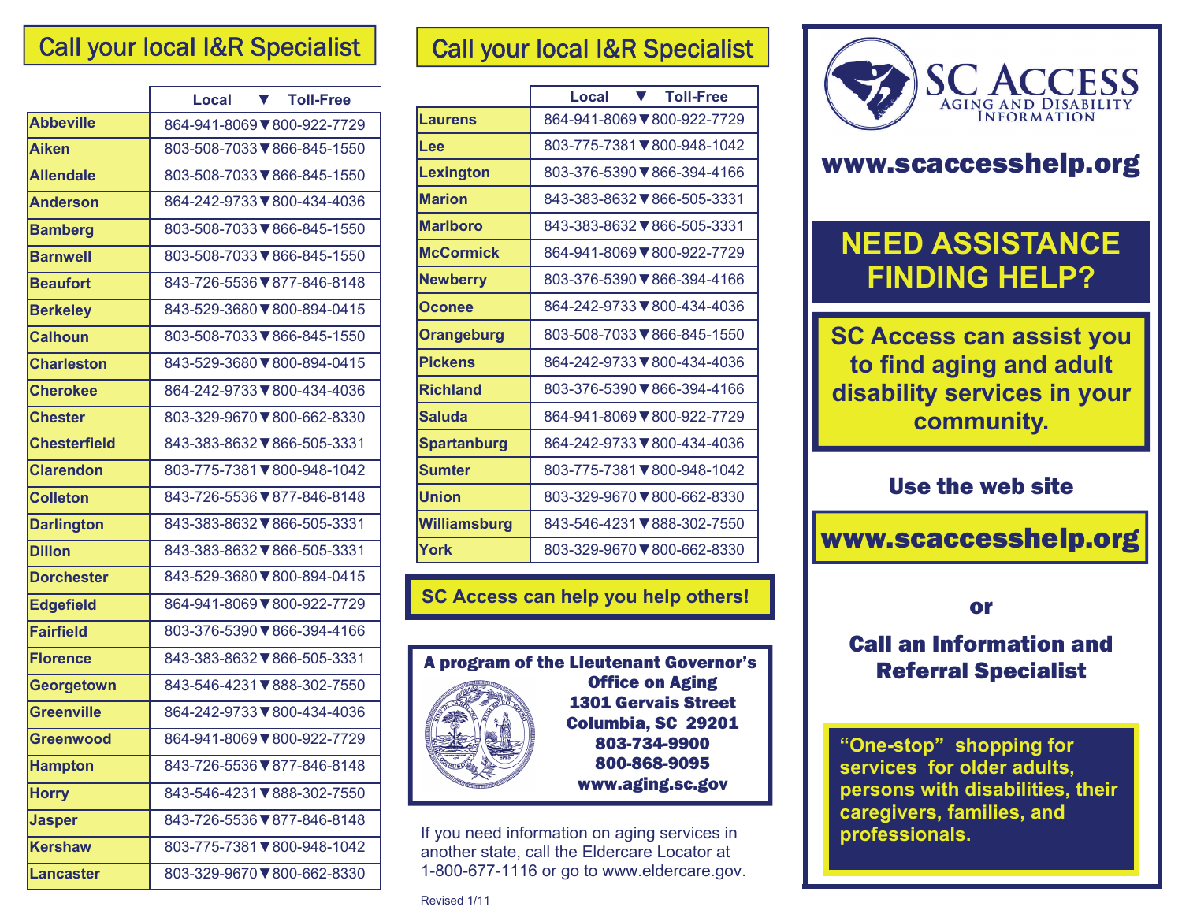## Call your local I&R Specialist

| | Local ▼ Toll-Free |
|---|---|
| **Abbeville** | 864-941-8069▼800-922-7729 |
| **Aiken** | 803-508-7033▼866-845-1550 |
| **Allendale** | 803-508-7033▼866-845-1550 |
| **Anderson** | 864-242-9733▼800-434-4036 |
| **Bamberg** | 803-508-7033▼866-845-1550 |
| **Barnwell** | 803-508-7033▼866-845-1550 |
| **Beaufort** | 843-726-5536▼877-846-8148 |
| **Berkeley** | 843-529-3680▼800-894-0415 |
| **Calhoun** | 803-508-7033▼866-845-1550 |
| **Charleston** | 843-529-3680▼800-894-0415 |
| **Cherokee** | 864-242-9733▼800-434-4036 |
| **Chester** | 803-329-9670▼800-662-8330 |
| **Chesterfield** | 843-383-8632▼866-505-3331 |
| **Clarendon** | 803-775-7381▼800-948-1042 |
| **Colleton** | 843-726-5536▼877-846-8148 |
| **Darlington** | 843-383-8632▼866-505-3331 |
| **Dillon** | 843-383-8632▼866-505-3331 |
| **Dorchester** | 843-529-3680▼800-894-0415 |
| **Edgefield** | 864-941-8069▼800-922-7729 |
| **Fairfield** | 803-376-5390▼866-394-4166 |
| **Florence** | 843-383-8632▼866-505-3331 |
| **Georgetown** | 843-546-4231▼888-302-7550 |
| **Greenville** | 864-242-9733▼800-434-4036 |
| **Greenwood** | 864-941-8069▼800-922-7729 |
| **Hampton** | 843-726-5536▼877-846-8148 |
| **Horry** | 843-546-4231▼888-302-7550 |
| **Jasper** | 843-726-5536▼877-846-8148 |
| **Kershaw** | 803-775-7381▼800-948-1042 |
| **Lancaster** | 803-329-9670▼800-662-8330 |

## Call your local I&R Specialist

| | Local ▼ Toll-Free |
|---|---|
| **Laurens** | 864-941-8069▼800-922-7729 |
| **Lee** | 803-775-7381▼800-948-1042 |
| **Lexington** | 803-376-5390▼866-394-4166 |
| **Marion** | 843-383-8632▼866-505-3331 |
| **Marlboro** | 843-383-8632▼866-505-3331 |
| **McCormick** | 864-941-8069▼800-922-7729 |
| **Newberry** | 803-376-5390▼866-394-4166 |
| **Oconee** | 864-242-9733▼800-434-4036 |
| **Orangeburg** | 803-508-7033▼866-845-1550 |
| **Pickens** | 864-242-9733▼800-434-4036 |
| **Richland** | 803-376-5390▼866-394-4166 |
| **Saluda** | 864-941-8069▼800-922-7729 |
| **Spartanburg** | 864-242-9733▼800-434-4036 |
| **Sumter** | 803-775-7381▼800-948-1042 |
| **Union** | 803-329-9670▼800-662-8330 |
| **Williamsburg** | 843-546-4231▼888-302-7550 |
| **York** | 803-329-9670▼800-662-8330 |

**SC Access can help you help others!**

**A program of the Lieutenant Governor's Office on Aging**
**1301 Gervais Street**
**Columbia, SC 29201**
**803-734-9900**
**800-868-9095**
**www.aging.sc.gov**

If you need information on aging services in another state, call the Eldercare Locator at 1-800-677-1116 or go to www.eldercare.gov.

Revised 1/11

# SC ACCESS
AGING AND DISABILITY INFORMATION

**www.scaccesshelp.org**

## NEED ASSISTANCE FINDING HELP?

**SC Access can assist you to find aging and adult disability services in your community.**

**Use the web site**

**www.scaccesshelp.org**

**or**

**Call an Information and Referral Specialist**

**"One-stop" shopping for services for older adults, persons with disabilities, their caregivers, families, and professionals.**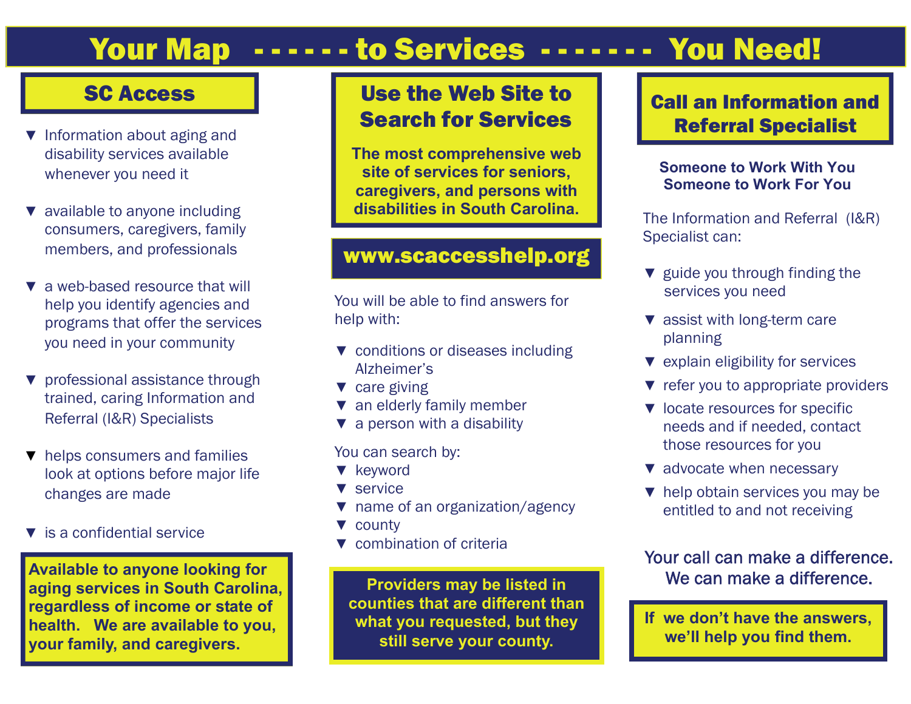# Your Map - - - - - - to Services - - - - - - - You Need!

## SC Access

- Information about aging and disability services available whenever you need it
- available to anyone including consumers, caregivers, family members, and professionals
- a web-based resource that will help you identify agencies and programs that offer the services you need in your community
- professional assistance through trained, caring Information and Referral (I&R) Specialists
- helps consumers and families look at options before major life changes are made
- is a confidential service

**Available to anyone looking for aging services in South Carolina, regardless of income or state of health. We are available to you, your family, and caregivers.**

## Use the Web Site to Search for Services

**The most comprehensive web site of services for seniors, caregivers, and persons with disabilities in South Carolina.**

**www.scaccesshelp.org**

You will be able to find answers for help with:

- conditions or diseases including Alzheimer's
- care giving
- an elderly family member
- a person with a disability

You can search by:

- keyword
- service
- name of an organization/agency
- county
- combination of criteria

**Providers may be listed in counties that are different than what you requested, but they still serve your county.**

## Call an Information and Referral Specialist

**Someone to Work With You**
**Someone to Work For You**

The Information and Referral (I&R) Specialist can:

- guide you through finding the services you need
- assist with long-term care planning
- explain eligibility for services
- refer you to appropriate providers
- locate resources for specific needs and if needed, contact those resources for you
- advocate when necessary
- help obtain services you may be entitled to and not receiving

Your call can make a difference.
We can make a difference.

**If we don't have the answers, we'll help you find them.**